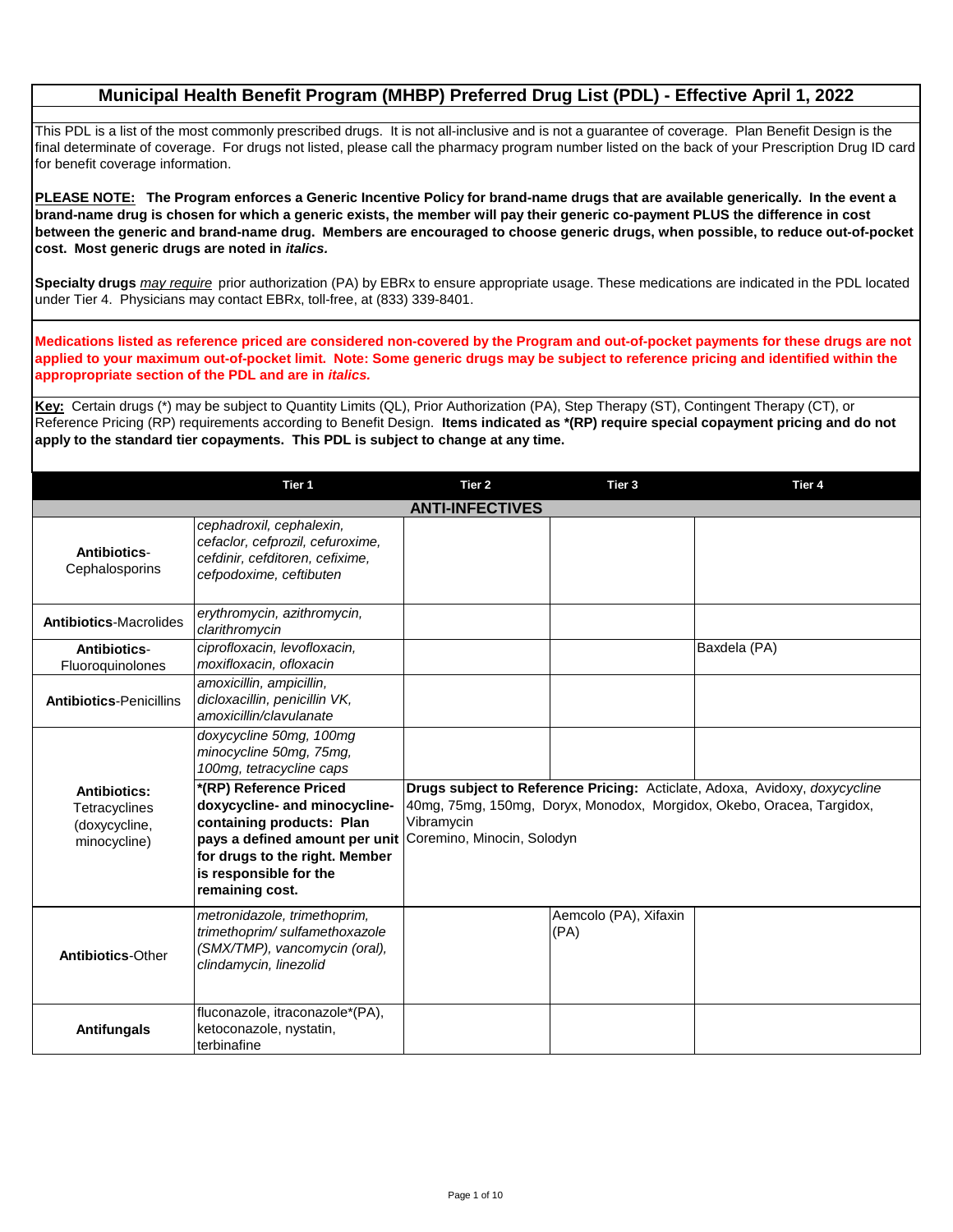# Municipal Health Benefit Program (MHBP) Preferred Drug List (PDL) - Effective April 1, 2022

This PDL is a list of the most commonly prescribed drugs. It is not all-inclusive and is not a guarantee of coverage. Plan Benefit Design is the final determinate of coverage. For drugs not listed, please call the pharmacy program number listed on the back of your Prescription Drug ID card for benefit coverage information.

**PLEASE NOTE: The Program enforces a Generic Incentive Policy for brand-name drugs that are available generically. In the event a brand-name drug is chosen for which a generic exists, the member will pay their generic co-payment PLUS the difference in cost between the generic and brand-name drug. Members are encouraged to choose generic drugs, when possible, to reduce out-of-pocket cost. Most generic drugs are noted in *italics.***

**Specialty drugs** *may require* prior authorization (PA) by EBRx to ensure appropriate usage. These medications are indicated in the PDL located under Tier 4. Physicians may contact EBRx, toll-free, at (833) 339-8401.

**Medications listed as reference priced are considered non-covered by the Program and out-of-pocket payments for these drugs are not applied to your maximum out-of-pocket limit. Note: Some generic drugs may be subject to reference pricing and identified within the appropriate section of the PDL and are in *italics.***

**Key:** Certain drugs (*) may be subject to Quantity Limits (QL), Prior Authorization (PA), Step Therapy (ST), Contingent Therapy (CT), or Reference Pricing (RP) requirements according to Benefit Design. **Items indicated as *(RP) require special copayment pricing and do not apply to the standard tier copayments. This PDL is subject to change at any time.**

| | Tier 1 | Tier 2 | Tier 3 | Tier 4 |
|---|---|---|---|---|
| **ANTI-INFECTIVES** | | | | |
| **Antibiotics**-Cephalosporins | *cephadroxil, cephalexin, cefaclor, cefprozil, cefuroxime, cefdinir, cefditoren, cefixime, cefpodoxime, ceftibuten* | | | |
| **Antibiotics**-Macrolides | *erythromycin, azithromycin, clarithromycin* | | | |
| **Antibiotics**-Fluoroquinolones | *ciprofloxacin, levofloxacin, moxifloxacin, ofloxacin* | | | Baxdela (PA) |
| **Antibiotics**-Penicillins | *amoxicillin, ampicillin, dicloxacillin, penicillin VK, amoxicillin/clavulanate* | | | |
| **Antibiotics:** Tetracyclines (doxycycline, minocycline) | *doxycycline 50mg, 100mg minocycline 50mg, 75mg, 100mg, tetracycline caps* | | | |
| | **\*(RP) Reference Priced doxycycline- and minocycline-containing products: Plan pays a defined amount per unit for drugs to the right. Member is responsible for the remaining cost.** | **Drugs subject to Reference Pricing:** Acticlate, Adoxa, Avidoxy, *doxycycline 40mg, 75mg, 150mg,* Doryx, Monodox, Morgidox, Okebo, Oracea, Targidox, Vibramycin Coremino, Minocin, Solodyn | | |
| **Antibiotics**-Other | *metronidazole, trimethoprim, trimethoprim/ sulfamethoxazole (SMX/TMP), vancomycin (oral), clindamycin, linezolid* | | Aemcolo (PA), Xifaxin (PA) | |
| **Antifungals** | fluconazole, itraconazole*(PA), ketoconazole, nystatin, terbinafine | | | |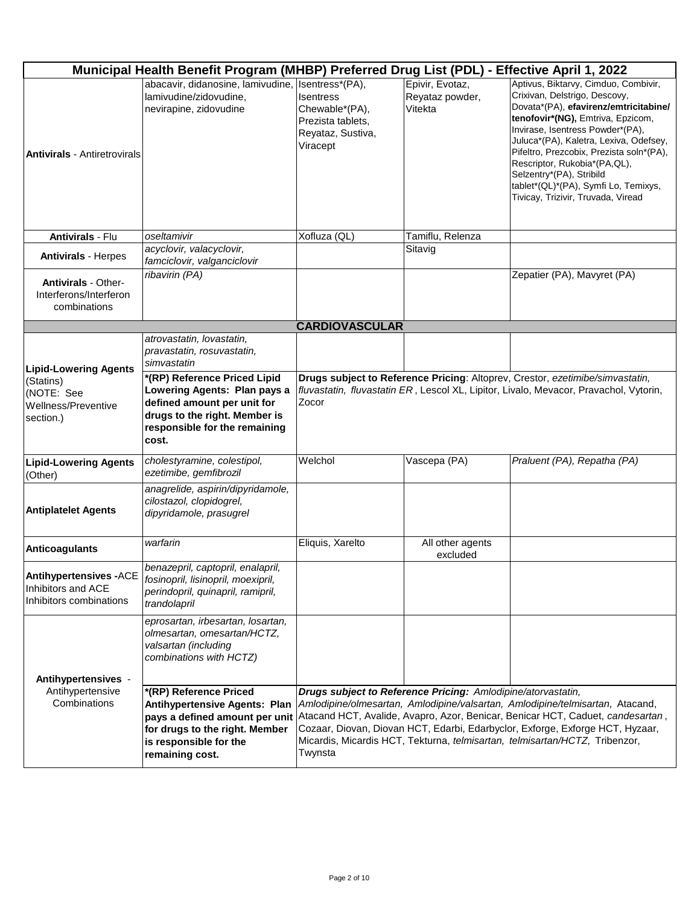# Municipal Health Benefit Program (MHBP) Preferred Drug List (PDL) - Effective April 1, 2022

| | | | | |
|---|---|---|---|---|
| **Antivirals** - Antiretrovirals | abacavir, didanosine, lamivudine, lamivudine/zidovudine, nevirapine, zidovudine | Isentress*(PA), Isentress Chewable*(PA), Prezista tablets, Reyataz, Sustiva, Viracept | Epivir, Evotaz, Reyataz powder, Vitekta | Aptivus, Biktarvy, Cimduo, Combivir, Crixivan, Delstrigo, Descovy, Dovata*(PA), **efavirenz/emtricitabine/ tenofovir*(NG),** Emtriva, Epzicom, Invirase, Isentress Powder*(PA), Juluca*(PA), Kaletra, Lexiva, Odefsey, Pifeltro, Prezcobix, Prezista soln*(PA), Rescriptor, Rukobia*(PA,QL), Selzentry*(PA), Stribild tablet*(QL)*(PA), Symfi Lo, Temixys, Tivicay, Trizivir, Truvada, Viread |
| **Antivirals** - Flu | *oseltamivir* | Xofluza (QL) | Tamiflu, Relenza | |
| **Antivirals** - Herpes | *acyclovir, valacyclovir, famciclovir, valganciclovir* | | Sitavig | |
| **Antivirals** - Other- Interferons/Interferon combinations | *ribavirin (PA)* | | | Zepatier (PA), Mavyret (PA) |
| | | **CARDIOVASCULAR** | | |
| **Lipid-Lowering Agents** (Statins) (NOTE: See Wellness/Preventive section.) | *atrovastatin, lovastatin, pravastatin, rosuvastatin, simvastatin* | | | |
| | **\*(RP) Reference Priced Lipid Lowering Agents: Plan pays a defined amount per unit for drugs to the right. Member is responsible for the remaining cost.** | **Drugs subject to Reference Pricing**: Altoprev, Crestor, *ezetimibe/simvastatin, fluvastatin, fluvastatin ER*, Lescol XL, Lipitor, Livalo, Mevacor, Pravachol, Vytorin, Zocor | | |
| **Lipid-Lowering Agents** (Other) | *cholestyramine, colestipol, ezetimibe, gemfibrozil* | Welchol | Vascepa (PA) | *Praluent (PA), Repatha (PA)* |
| **Antiplatelet Agents** | *anagrelide, aspirin/dipyridamole, cilostazol, clopidogrel, dipyridamole, prasugrel* | | | |
| **Anticoagulants** | *warfarin* | Eliquis, Xarelto | All other agents excluded | |
| **Antihypertensives -**ACE Inhibitors and ACE Inhibitors combinations | *benazepril, captopril, enalapril, fosinopril, lisinopril, moexipril, perindopril, quinapril, ramipril, trandolapril* | | | |
| **Antihypertensives** - Antihypertensive Combinations | *eprosartan, irbesartan, losartan, olmesartan, omesartan/HCTZ, valsartan (including combinations with HCTZ)* | | | |
| | **\*(RP) Reference Priced Antihypertensive Agents: Plan pays a defined amount per unit for drugs to the right. Member is responsible for the remaining cost.** | ***Drugs subject to Reference Pricing:*** *Amlodipine/atorvastatin, Amlodipine/olmesartan, Amlodipine/valsartan, Amlodipine/telmisartan,* Atacand, Atacand HCT, Avalide, Avapro, Azor, Benicar, Benicar HCT, Caduet, *candesartan*, Cozaar, Diovan, Diovan HCT, Edarbi, Edarbyclor, Exforge, Exforge HCT, Hyzaar, Micardis, Micardis HCT, Tekturna, *telmisartan, telmisartan/HCTZ,* Tribenzor, Twynsta | | |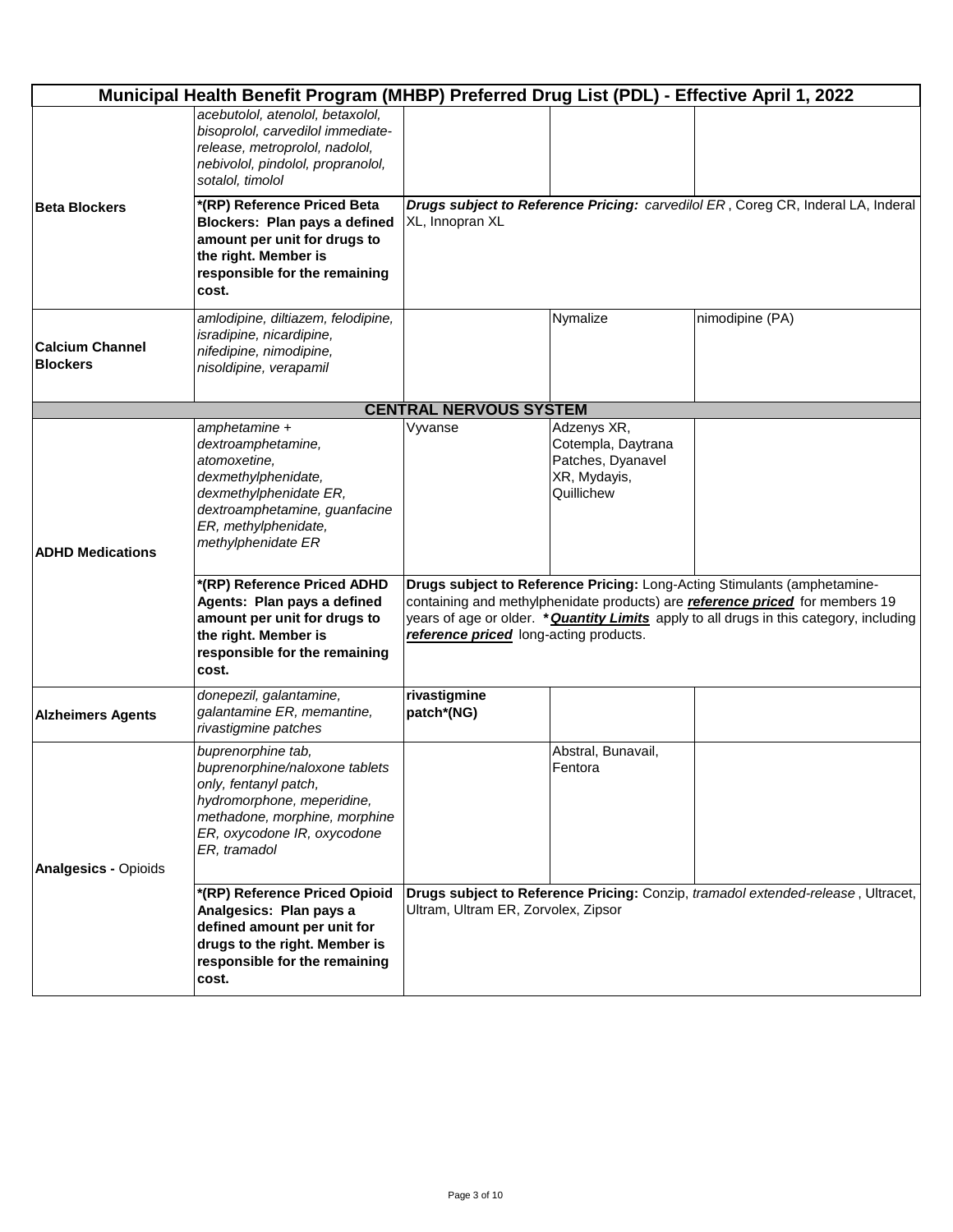## Municipal Health Benefit Program (MHBP) Preferred Drug List (PDL) - Effective April 1, 2022

| | | | | |
|---|---|---|---|---|
| **Beta Blockers** | *acebutolol, atenolol, betaxolol, bisoprolol, carvedilol immediate-release, metroprolol, nadolol, nebivolol, pindolol, propranolol, sotalol, timolol* | | | |
| | **\*(RP) Reference Priced Beta Blockers: Plan pays a defined amount per unit for drugs to the right. Member is responsible for the remaining cost.** | ***Drugs subject to Reference Pricing:*** *carvedilol ER*, Coreg CR, Inderal LA, Inderal XL, Innopran XL | | |
| **Calcium Channel Blockers** | *amlodipine, diltiazem, felodipine, isradipine, nicardipine, nifedipine, nimodipine, nisoldipine, verapamil* | | Nymalize | nimodipine (PA) |
| | | **CENTRAL NERVOUS SYSTEM** | | |
| **ADHD Medications** | *amphetamine + dextroamphetamine, atomoxetine, dexmethylphenidate, dexmethylphenidate ER, dextroamphetamine, guanfacine ER, methylphenidate, methylphenidate ER* | Vyvanse | Adzenys XR, Cotempla, Daytrana Patches, Dyanavel XR, Mydayis, Quillichew | |
| | **\*(RP) Reference Priced ADHD Agents: Plan pays a defined amount per unit for drugs to the right. Member is responsible for the remaining cost.** | **Drugs subject to Reference Pricing:** Long-Acting Stimulants (amphetamine-containing and methylphenidate products) are ***reference priced*** for members 19 years of age or older. ***\*Quantity Limits*** apply to all drugs in this category, including ***reference priced*** long-acting products. | | |
| **Alzheimers Agents** | *donepezil, galantamine, galantamine ER, memantine, rivastigmine patches* | **rivastigmine patch\*(NG)** | | |
| **Analgesics -** Opioids | *buprenorphine tab, buprenorphine/naloxone tablets only, fentanyl patch, hydromorphone, meperidine, methadone, morphine, morphine ER, oxycodone IR, oxycodone ER, tramadol* | | Abstral, Bunavail, Fentora | |
| | **\*(RP) Reference Priced Opioid Analgesics: Plan pays a defined amount per unit for drugs to the right. Member is responsible for the remaining cost.** | **Drugs subject to Reference Pricing:** Conzip, *tramadol extended-release*, Ultracet, Ultram, Ultram ER, Zorvolex, Zipsor | | |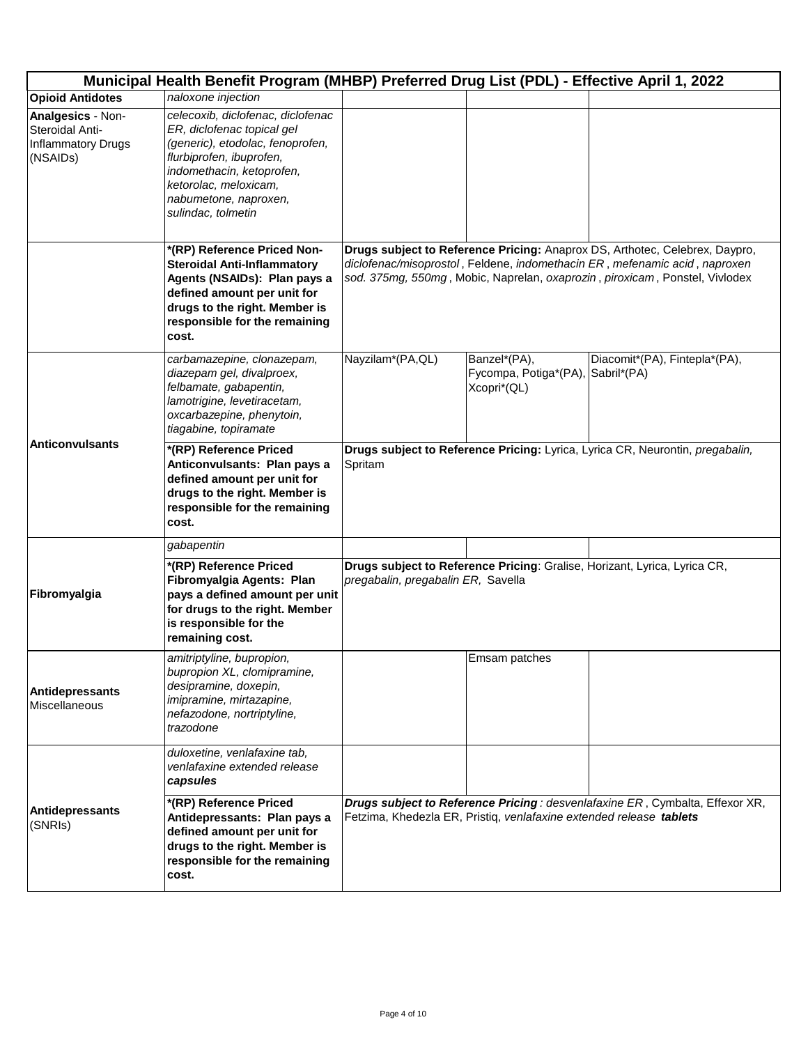| Municipal Health Benefit Program (MHBP) Preferred Drug List (PDL) - Effective April 1, 2022 | | | | |
|---|---|---|---|---|
| **Opioid Antidotes** | *naloxone injection* | | | |
| **Analgesics** - Non-Steroidal Anti-Inflammatory Drugs (NSAIDs) | *celecoxib, diclofenac, diclofenac ER, diclofenac topical gel (generic), etodolac, fenoprofen, flurbiprofen, ibuprofen, indomethacin, ketoprofen, ketorolac, meloxicam, nabumetone, naproxen, sulindac, tolmetin* | | | |
| | **\*(RP) Reference Priced Non-Steroidal Anti-Inflammatory Agents (NSAIDs): Plan pays a defined amount per unit for drugs to the right. Member is responsible for the remaining cost.** | **Drugs subject to Reference Pricing:** Anaprox DS, Arthotec, Celebrex, Daypro, *diclofenac/misoprostol*, Feldene, *indomethacin ER*, *mefenamic acid*, *naproxen sod. 375mg, 550mg*, Mobic, Naprelan, *oxaprozin*, *piroxicam*, Ponstel, Vivlodex | | |
| **Anticonvulsants** | *carbamazepine, clonazepam, diazepam gel, divalproex, felbamate, gabapentin, lamotrigine, levetiracetam, oxcarbazepine, phenytoin, tiagabine, topiramate* | Nayzilam\*(PA,QL) | Banzel\*(PA), Fycompa, Potiga\*(PA), Xcopri\*(QL) | Diacomit\*(PA), Fintepla\*(PA), Sabril\*(PA) |
| | **\*(RP) Reference Priced Anticonvulsants: Plan pays a defined amount per unit for drugs to the right. Member is responsible for the remaining cost.** | **Drugs subject to Reference Pricing:** Lyrica, Lyrica CR, Neurontin, *pregabalin,* Spritam | | |
| **Fibromyalgia** | *gabapentin* | | | |
| | **\*(RP) Reference Priced Fibromyalgia Agents: Plan pays a defined amount per unit for drugs to the right. Member is responsible for the remaining cost.** | **Drugs subject to Reference Pricing**: Gralise, Horizant, Lyrica, Lyrica CR, *pregabalin, pregabalin ER,* Savella | | |
| **Antidepressants** Miscellaneous | *amitriptyline, bupropion, bupropion XL, clomipramine, desipramine, doxepin, imipramine, mirtazapine, nefazodone, nortriptyline, trazodone* | | Emsam patches | |
| **Antidepressants** (SNRIs) | *duloxetine, venlafaxine tab, venlafaxine extended release* ***capsules*** | | | |
| | **\*(RP) Reference Priced Antidepressants: Plan pays a defined amount per unit for drugs to the right. Member is responsible for the remaining cost.** | ***Drugs subject to Reference Pricing*** *: desvenlafaxine ER*, Cymbalta, Effexor XR, Fetzima, Khedezla ER, Pristiq, *venlafaxine extended release* ***tablets*** | | |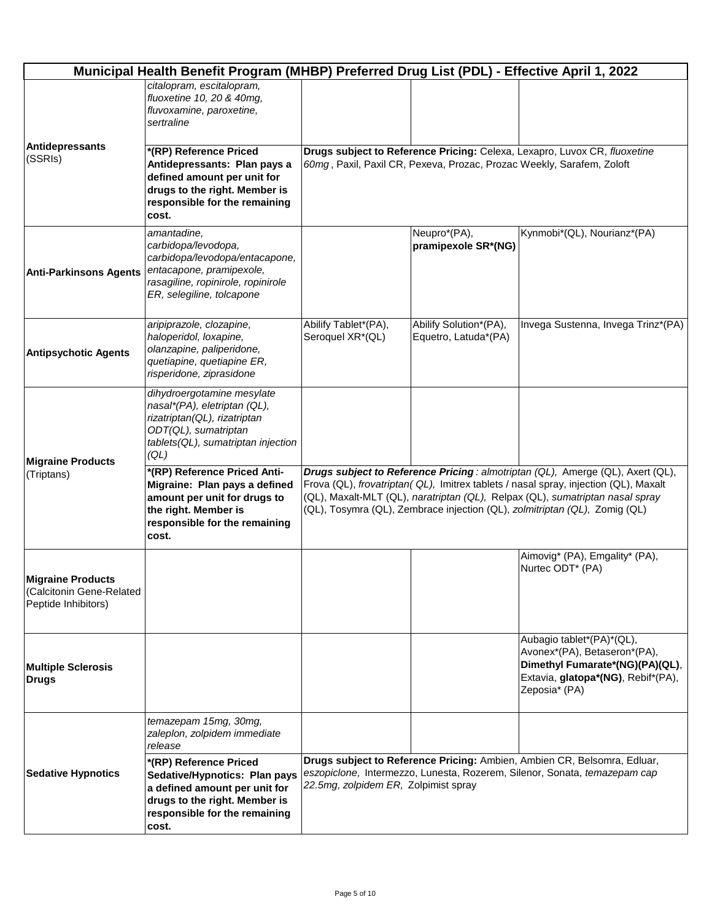**Municipal Health Benefit Program (MHBP) Preferred Drug List (PDL) - Effective April 1, 2022**

| | | | | |
|---|---|---|---|---|
| **Antidepressants** (SSRIs) | *citalopram, escitalopram, fluoxetine 10, 20 & 40mg, fluvoxamine, paroxetine, sertraline* | | | |
| | **\*(RP) Reference Priced Antidepressants: Plan pays a defined amount per unit for drugs to the right. Member is responsible for the remaining cost.** | **Drugs subject to Reference Pricing:** Celexa, Lexapro, Luvox CR, *fluoxetine 60mg*, Paxil, Paxil CR, Pexeva, Prozac, Prozac Weekly, Sarafem, Zoloft | | |
| **Anti-Parkinsons Agents** | *amantadine, carbidopa/levodopa, carbidopa/levodopa/entacapone, entacapone, pramipexole, rasagiline, ropinirole, ropinirole ER, selegiline, tolcapone* | | Neupro*(PA), **pramipexole SR*(NG)** | Kynmobi*(QL), Nourianz*(PA) |
| **Antipsychotic Agents** | *aripiprazole, clozapine, haloperidol, loxapine, olanzapine, paliperidone, quetiapine, quetiapine ER, risperidone, ziprasidone* | Abilify Tablet*(PA), Seroquel XR*(QL) | Abilify Solution*(PA), Equetro, Latuda*(PA) | Invega Sustenna, Invega Trinz*(PA) |
| **Migraine Products** (Triptans) | *dihydroergotamine mesylate nasal*(PA), eletriptan (QL), rizatriptan(QL), rizatriptan ODT(QL), sumatriptan tablets(QL), sumatriptan injection (QL)* | | | |
| | **\*(RP) Reference Priced Anti-Migraine: Plan pays a defined amount per unit for drugs to the right. Member is responsible for the remaining cost.** | ***Drugs subject to Reference Pricing**: almotriptan (QL),* Amerge (QL), Axert (QL), Frova (QL), *frovatriptan( QL),* Imitrex tablets / nasal spray, injection (QL), Maxalt (QL), Maxalt-MLT (QL), *naratriptan (QL),* Relpax (QL), *sumatriptan nasal spray* (QL), Tosymra (QL), Zembrace injection (QL), *zolmitriptan (QL),* Zomig (QL) | | |
| **Migraine Products** (Calcitonin Gene-Related Peptide Inhibitors) | | | | Aimovig* (PA), Emgality* (PA), Nurtec ODT* (PA) |
| **Multiple Sclerosis Drugs** | | | | Aubagio tablet*(PA)*(QL), Avonex*(PA), Betaseron*(PA), **Dimethyl Fumarate*(NG)(PA)(QL)**, Extavia, **glatopa*(NG)**, Rebif*(PA), Zeposia* (PA) |
| **Sedative Hypnotics** | *temazepam 15mg, 30mg, zaleplon, zolpidem immediate release* | | | |
| | **\*(RP) Reference Priced Sedative/Hypnotics: Plan pays a defined amount per unit for drugs to the right. Member is responsible for the remaining cost.** | **Drugs subject to Reference Pricing:** Ambien, Ambien CR, Belsomra, Edluar, *eszopiclone,* Intermezzo, Lunesta, Rozerem, Silenor, Sonata, *temazepam cap 22.5mg, zolpidem ER,* Zolpimist spray | | |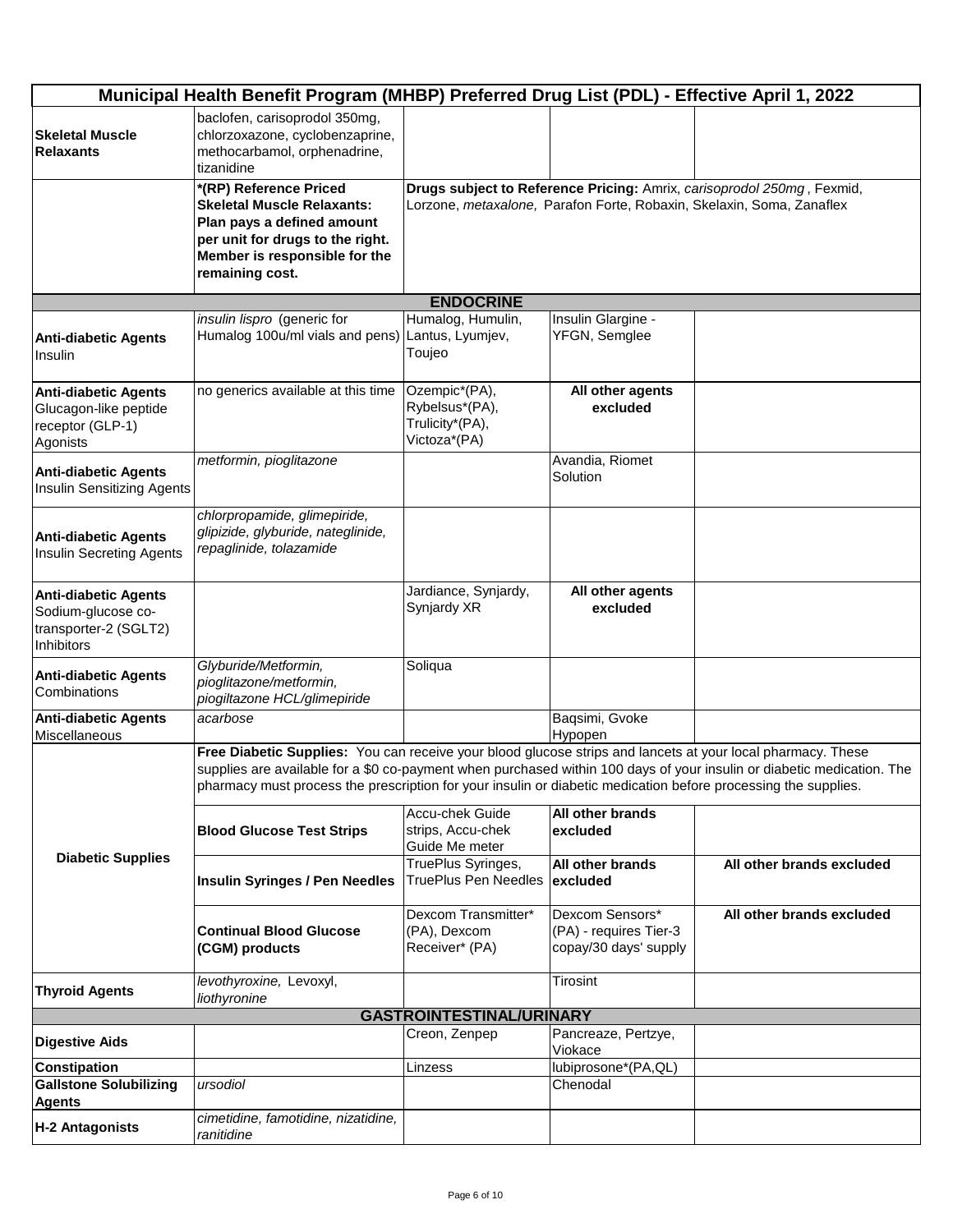## Municipal Health Benefit Program (MHBP) Preferred Drug List (PDL) - Effective April 1, 2022

| | | | | |
|---|---|---|---|---|
| **Skeletal Muscle Relaxants** | baclofen, carisoprodol 350mg, chlorzoxazone, cyclobenzaprine, methocarbamol, orphenadrine, tizanidine | | | |
| | **\*(RP) Reference Priced Skeletal Muscle Relaxants: Plan pays a defined amount per unit for drugs to the right. Member is responsible for the remaining cost.** | **Drugs subject to Reference Pricing:** Amrix, *carisoprodol 250mg*, Fexmid, Lorzone, *metaxalone,* Parafon Forte, Robaxin, Skelaxin, Soma, Zanaflex | | |
| | | **ENDOCRINE** | | |
| **Anti-diabetic Agents** Insulin | *insulin lispro* (generic for Humalog 100u/ml vials and pens) | Humalog, Humulin, Lantus, Lyumjev, Toujeo | Insulin Glargine - YFGN, Semglee | |
| **Anti-diabetic Agents** Glucagon-like peptide receptor (GLP-1) Agonists | no generics available at this time | Ozempic*(PA), Rybelsus*(PA), Trulicity*(PA), Victoza*(PA) | **All other agents excluded** | |
| **Anti-diabetic Agents** Insulin Sensitizing Agents | *metformin, pioglitazone* | | Avandia, Riomet Solution | |
| **Anti-diabetic Agents** Insulin Secreting Agents | *chlorpropamide, glimepiride, glipizide, glyburide, nateglinide, repaglinide, tolazamide* | | | |
| **Anti-diabetic Agents** Sodium-glucose co-transporter-2 (SGLT2) Inhibitors | | Jardiance, Synjardy, Synjardy XR | **All other agents excluded** | |
| **Anti-diabetic Agents** Combinations | *Glyburide/Metformin, pioglitazone/metformin, piogiltazone HCL/glimepiride* | Soliqua | | |
| **Anti-diabetic Agents** Miscellaneous | *acarbose* | | Baqsimi, Gvoke Hypopen | |
| **Diabetic Supplies** | **Free Diabetic Supplies:** You can receive your blood glucose strips and lancets at your local pharmacy. These supplies are available for a $0 co-payment when purchased within 100 days of your insulin or diabetic medication. The pharmacy must process the prescription for your insulin or diabetic medication before processing the supplies. | | | |
| | **Blood Glucose Test Strips** | Accu-chek Guide strips, Accu-chek Guide Me meter | **All other brands excluded** | |
| | **Insulin Syringes / Pen Needles** | TruePlus Syringes, TruePlus Pen Needles | **All other brands excluded** | **All other brands excluded** |
| | **Continual Blood Glucose (CGM) products** | Dexcom Transmitter* (PA), Dexcom Receiver* (PA) | Dexcom Sensors* (PA) - requires Tier-3 copay/30 days' supply | **All other brands excluded** |
| **Thyroid Agents** | *levothyroxine,* Levoxyl, *liothyronine* | | Tirosint | |
| | | **GASTROINTESTINAL/URINARY** | | |
| **Digestive Aids** | | Creon, Zenpep | Pancreaze, Pertzye, Viokace | |
| **Constipation** | | Linzess | lubiprosone*(PA,QL) | |
| **Gallstone Solubilizing Agents** | *ursodiol* | | Chenodal | |
| **H-2 Antagonists** | *cimetidine, famotidine, nizatidine, ranitidine* | | | |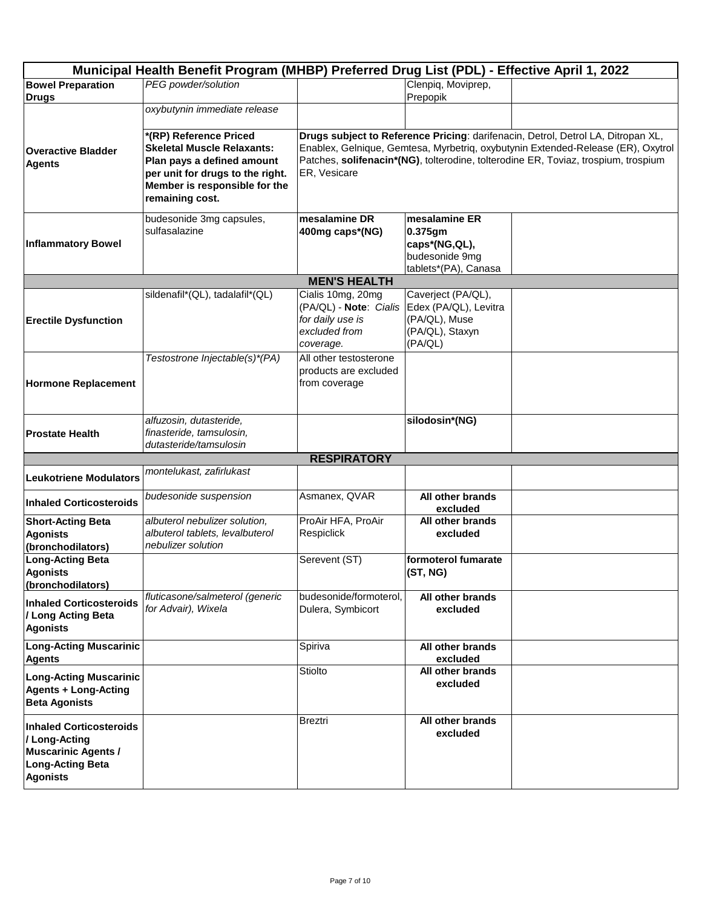| Municipal Health Benefit Program (MHBP) Preferred Drug List (PDL) - Effective April 1, 2022 | | | | |
|---|---|---|---|---|
| **Bowel Preparation Drugs** | *PEG powder/solution* | | Clenpiq, Moviprep, Prepopik | |
| **Overactive Bladder Agents** | *oxybutynin immediate release* | | | |
| | **\*(RP) Reference Priced Skeletal Muscle Relaxants: Plan pays a defined amount per unit for drugs to the right. Member is responsible for the remaining cost.** | **Drugs subject to Reference Pricing**: darifenacin, Detrol, Detrol LA, Ditropan XL, Enablex, Gelnique, Gemtesa, Myrbetriq, oxybutynin Extended-Release (ER), Oxytrol Patches, **solifenacin\*(NG)**, tolterodine, tolterodine ER, Toviaz, trospium, trospium ER, Vesicare | | |
| **Inflammatory Bowel** | budesonide 3mg capsules, sulfasalazine | **mesalamine DR 400mg caps\*(NG)** | **mesalamine ER 0.375gm caps\*(NG,QL),** budesonide 9mg tablets\*(PA), Canasa | |
| **MEN'S HEALTH** | | | | |
| **Erectile Dysfunction** | sildenafil\*(QL), tadalafil\*(QL) | Cialis 10mg, 20mg (PA/QL) - **Note**: *Cialis for daily use is excluded from coverage.* | Caverject (PA/QL), Edex (PA/QL), Levitra (PA/QL), Muse (PA/QL), Staxyn (PA/QL) | |
| **Hormone Replacement** | *Testostrone Injectable(s)\*(PA)* | All other testosterone products are excluded from coverage | | |
| **Prostate Health** | *alfuzosin, dutasteride, finasteride, tamsulosin, dutasteride/tamsulosin* | | **silodosin\*(NG)** | |
| **RESPIRATORY** | | | | |
| **Leukotriene Modulators** | *montelukast, zafirlukast* | | | |
| **Inhaled Corticosteroids** | *budesonide suspension* | Asmanex, QVAR | **All other brands excluded** | |
| **Short-Acting Beta Agonists (bronchodilators)** | *albuterol nebulizer solution, albuterol tablets, levalbuterol nebulizer solution* | ProAir HFA, ProAir Respiclick | **All other brands excluded** | |
| **Long-Acting Beta Agonists (bronchodilators)** | | Serevent (ST) | **formoterol fumarate (ST, NG)** | |
| **Inhaled Corticosteroids / Long Acting Beta Agonists** | *fluticasone/salmeterol (generic for Advair), Wixela* | budesonide/formoterol, Dulera, Symbicort | **All other brands excluded** | |
| **Long-Acting Muscarinic Agents** | | Spiriva | **All other brands excluded** | |
| **Long-Acting Muscarinic Agents + Long-Acting Beta Agonists** | | Stiolto | **All other brands excluded** | |
| **Inhaled Corticosteroids / Long-Acting Muscarinic Agents / Long-Acting Beta Agonists** | | Breztri | **All other brands excluded** | |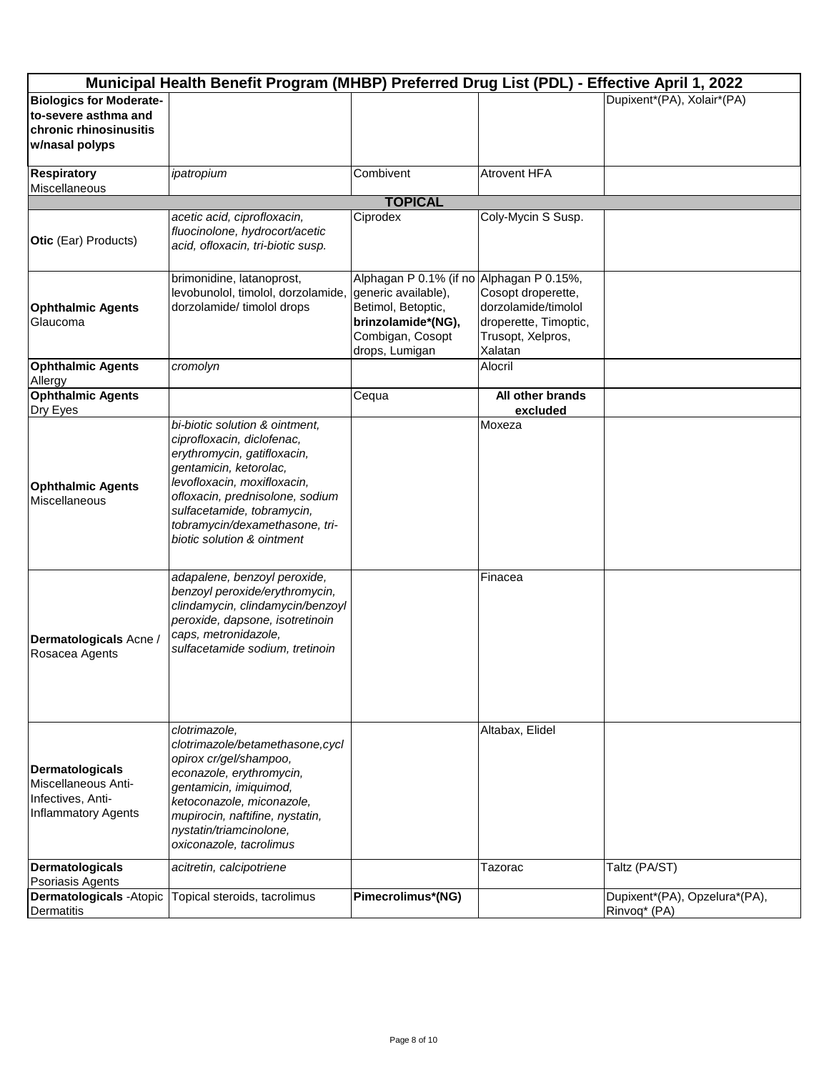| Municipal Health Benefit Program (MHBP) Preferred Drug List (PDL) - Effective April 1, 2022 | | | | |
|---|---|---|---|---|
| **Biologics for Moderate-to-severe asthma and chronic rhinosinusitis w/nasal polyps** | | | | Dupixent*(PA), Xolair*(PA) |
| **Respiratory** Miscellaneous | *ipatropium* | Combivent | Atrovent HFA | |
| **TOPICAL** | | | | |
| **Otic** (Ear) Products) | *acetic acid, ciprofloxacin, fluocinolone, hydrocort/acetic acid, ofloxacin, tri-biotic susp.* | Ciprodex | Coly-Mycin S Susp. | |
| **Ophthalmic Agents** Glaucoma | brimonidine, latanoprost, levobunolol, timolol, dorzolamide, dorzolamide/ timolol drops | Alphagan P 0.1% (if no generic available), Betimol, Betoptic, **brinzolamide*(NG),** Combigan, Cosopt drops, Lumigan | Alphagan P 0.15%, Cosopt droperette, dorzolamide/timolol droperette, Timoptic, Trusopt, Xelpros, Xalatan | |
| **Ophthalmic Agents** Allergy | *cromolyn* | | Alocril | |
| **Ophthalmic Agents** Dry Eyes | | Cequa | **All other brands excluded** | |
| **Ophthalmic Agents** Miscellaneous | *bi-biotic solution & ointment, ciprofloxacin, diclofenac, erythromycin, gatifloxacin, gentamicin, ketorolac, levofloxacin, moxifloxacin, ofloxacin, prednisolone, sodium sulfacetamide, tobramycin, tobramycin/dexamethasone, tri-biotic solution & ointment* | | Moxeza | |
| **Dermatologicals** Acne / Rosacea Agents | *adapalene, benzoyl peroxide, benzoyl peroxide/erythromycin, clindamycin, clindamycin/benzoyl peroxide, dapsone, isotretinoin caps, metronidazole, sulfacetamide sodium, tretinoin* | | Finacea | |
| **Dermatologicals** Miscellaneous Anti-Infectives, Anti-Inflammatory Agents | *clotrimazole, clotrimazole/betamethasone,cyclopirox cr/gel/shampoo, econazole, erythromycin, gentamicin, imiquimod, ketoconazole, miconazole, mupirocin, naftifine, nystatin, nystatin/triamcinolone, oxiconazole, tacrolimus* | | Altabax, Elidel | |
| **Dermatologicals** Psoriasis Agents | *acitretin, calcipotriene* | | Tazorac | Taltz (PA/ST) |
| **Dermatologicals** -Atopic Dermatitis | Topical steroids, tacrolimus | **Pimecrolimus*(NG)** | | Dupixent*(PA), Opzelura*(PA), Rinvoq* (PA) |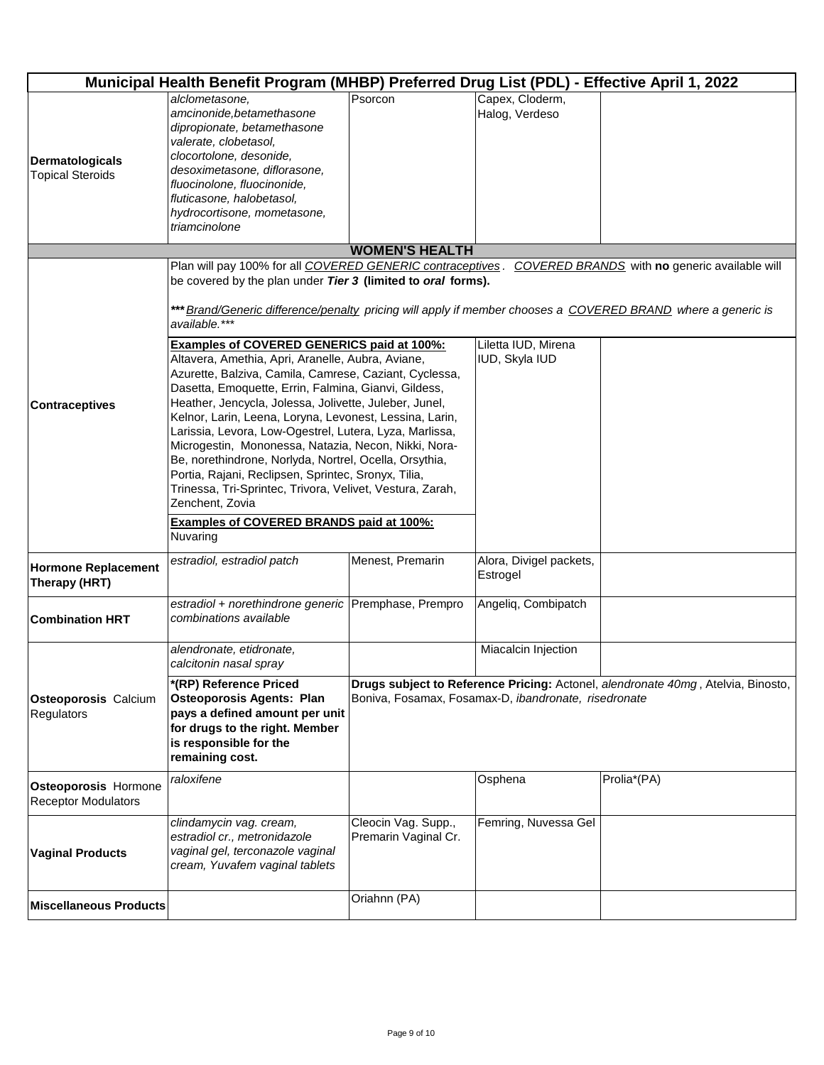# Municipal Health Benefit Program (MHBP) Preferred Drug List (PDL) - Effective April 1, 2022

| | | | | |
|---|---|---|---|---|
| **Dermatologicals** Topical Steroids | *alclometasone, amcinonide,betamethasone dipropionate, betamethasone valerate, clobetasol, clocortolone, desonide, desoximetasone, diflorasone, fluocinolone, fluocinonide, fluticasone, halobetasol, hydrocortisone, mometasone, triamcinolone* | Psorcon | Capex, Cloderm, Halog, Verdeso | |
| | | **WOMEN'S HEALTH** | | |
| **Contraceptives** | Plan will pay 100% for all *COVERED GENERIC contraceptives*. *COVERED BRANDS* with **no** generic available will be covered by the plan under ***Tier 3* (limited to *oral* forms).** <br><br> ****** *Brand/Generic difference/penalty pricing will apply if member chooses a COVERED BRAND where a generic is available.**** | | | |
| | **Examples of COVERED GENERICS paid at 100%:** Altavera, Amethia, Apri, Aranelle, Aubra, Aviane, Azurette, Balziva, Camila, Camrese, Caziant, Cyclessa, Dasetta, Emoquette, Errin, Falmina, Gianvi, Gildess, Heather, Jencycla, Jolessa, Jolivette, Juleber, Junel, Kelnor, Larin, Leena, Loryna, Levonest, Lessina, Larin, Larissia, Levora, Low-Ogestrel, Lutera, Lyza, Marlissa, Microgestin, Mononessa, Natazia, Necon, Nikki, Nora-Be, norethindrone, Norlyda, Nortrel, Ocella, Orsythia, Portia, Rajani, Reclipsen, Sprintec, Sronyx, Tilia, Trinessa, Tri-Sprintec, Trivora, Velivet, Vestura, Zarah, Zenchent, Zovia <br><br> **Examples of COVERED BRANDS paid at 100%:** Nuvaring | | Liletta IUD, Mirena IUD, Skyla IUD | |
| **Hormone Replacement Therapy (HRT)** | *estradiol, estradiol patch* | Menest, Premarin | Alora, Divigel packets, Estrogel | |
| **Combination HRT** | *estradiol + norethindrone generic combinations available* | Premphase, Prempro | Angeliq, Combipatch | |
| **Osteoporosis** Calcium Regulators | *alendronate, etidronate, calcitonin nasal spray* | | Miacalcin Injection | |
| | **\*(RP) Reference Priced Osteoporosis Agents: Plan pays a defined amount per unit for drugs to the right. Member is responsible for the remaining cost.** | **Drugs subject to Reference Pricing:** Actonel, *alendronate 40mg*, Atelvia, Binosto, Boniva, Fosamax, Fosamax-D, *ibandronate, risedronate* | | |
| **Osteoporosis** Hormone Receptor Modulators | *raloxifene* | | Osphena | Prolia\*(PA) |
| **Vaginal Products** | *clindamycin vag. cream, estradiol cr., metronidazole vaginal gel, terconazole vaginal cream, Yuvafem vaginal tablets* | Cleocin Vag. Supp., Premarin Vaginal Cr. | Femring, Nuvessa Gel | |
| **Miscellaneous Products** | | Oriahnn (PA) | | |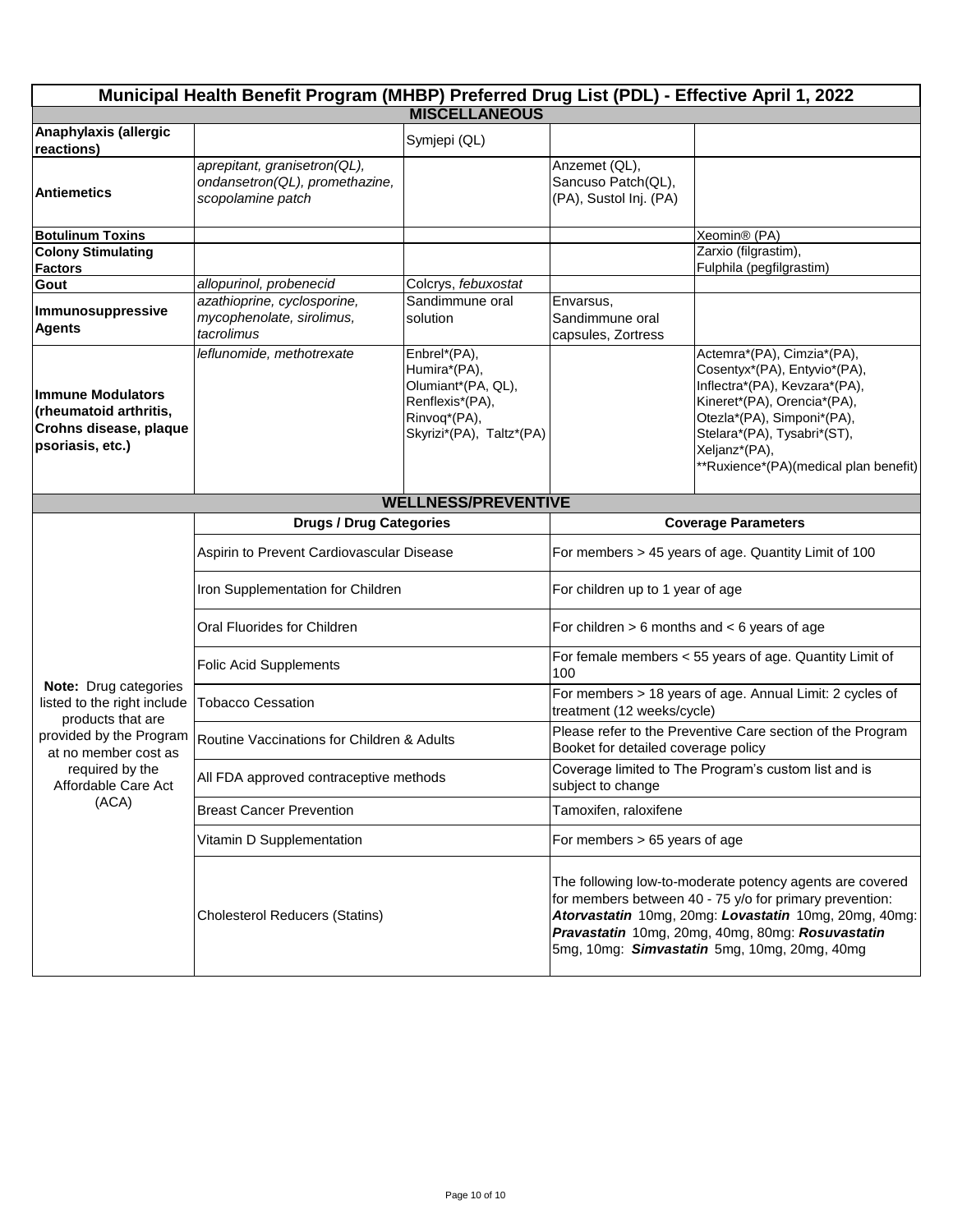# Municipal Health Benefit Program (MHBP) Preferred Drug List (PDL) - Effective April 1, 2022

## MISCELLANEOUS

| | | | | |
|---|---|---|---|---|
| **Anaphylaxis (allergic reactions)** | | Symjepi (QL) | | |
| **Antiemetics** | *aprepitant, granisetron(QL), ondansetron(QL), promethazine, scopolamine patch* | | Anzemet (QL), Sancuso Patch(QL), (PA), Sustol Inj. (PA) | |
| **Botulinum Toxins** | | | | Xeomin® (PA) |
| **Colony Stimulating Factors** | | | | Zarxio (filgrastim), Fulphila (pegfilgrastim) |
| **Gout** | *allopurinol, probenecid* | Colcrys, *febuxostat* | | |
| **Immunosuppressive Agents** | *azathioprine, cyclosporine, mycophenolate, sirolimus, tacrolimus* | Sandimmune oral solution | Envarsus, Sandimmune oral capsules, Zortress | |
| **Immune Modulators (rheumatoid arthritis, Crohns disease, plaque psoriasis, etc.)** | *leflunomide, methotrexate* | Enbrel*(PA), Humira*(PA), Olumiant*(PA, QL), Renflexis*(PA), Rinvoq*(PA), Skyrizi*(PA), Taltz*(PA) | | Actemra*(PA), Cimzia*(PA), Cosentyx*(PA), Entyvio*(PA), Inflectra*(PA), Kevzara*(PA), Kineret*(PA), Orencia*(PA), Otezla*(PA), Simponi*(PA), Stelara*(PA), Tysabri*(ST), Xeljanz*(PA), **Ruxience*(PA)(medical plan benefit) |

## WELLNESS/PREVENTIVE

| | Drugs / Drug Categories | Coverage Parameters |
|---|---|---|
| **Note:** Drug categories listed to the right include products that are provided by the Program at no member cost as required by the Affordable Care Act (ACA) | Aspirin to Prevent Cardiovascular Disease | For members > 45 years of age. Quantity Limit of 100 |
| | Iron Supplementation for Children | For children up to 1 year of age |
| | Oral Fluorides for Children | For children > 6 months and < 6 years of age |
| | Folic Acid Supplements | For female members < 55 years of age. Quantity Limit of 100 |
| | Tobacco Cessation | For members > 18 years of age. Annual Limit: 2 cycles of treatment (12 weeks/cycle) |
| | Routine Vaccinations for Children & Adults | Please refer to the Preventive Care section of the Program Booket for detailed coverage policy |
| | All FDA approved contraceptive methods | Coverage limited to The Program's custom list and is subject to change |
| | Breast Cancer Prevention | Tamoxifen, raloxifene |
| | Vitamin D Supplementation | For members > 65 years of age |
| | Cholesterol Reducers (Statins) | The following low-to-moderate potency agents are covered for members between 40 - 75 y/o for primary prevention: ***Atorvastatin*** 10mg, 20mg: ***Lovastatin*** 10mg, 20mg, 40mg: ***Pravastatin*** 10mg, 20mg, 40mg, 80mg: ***Rosuvastatin*** 5mg, 10mg: ***Simvastatin*** 5mg, 10mg, 20mg, 40mg |